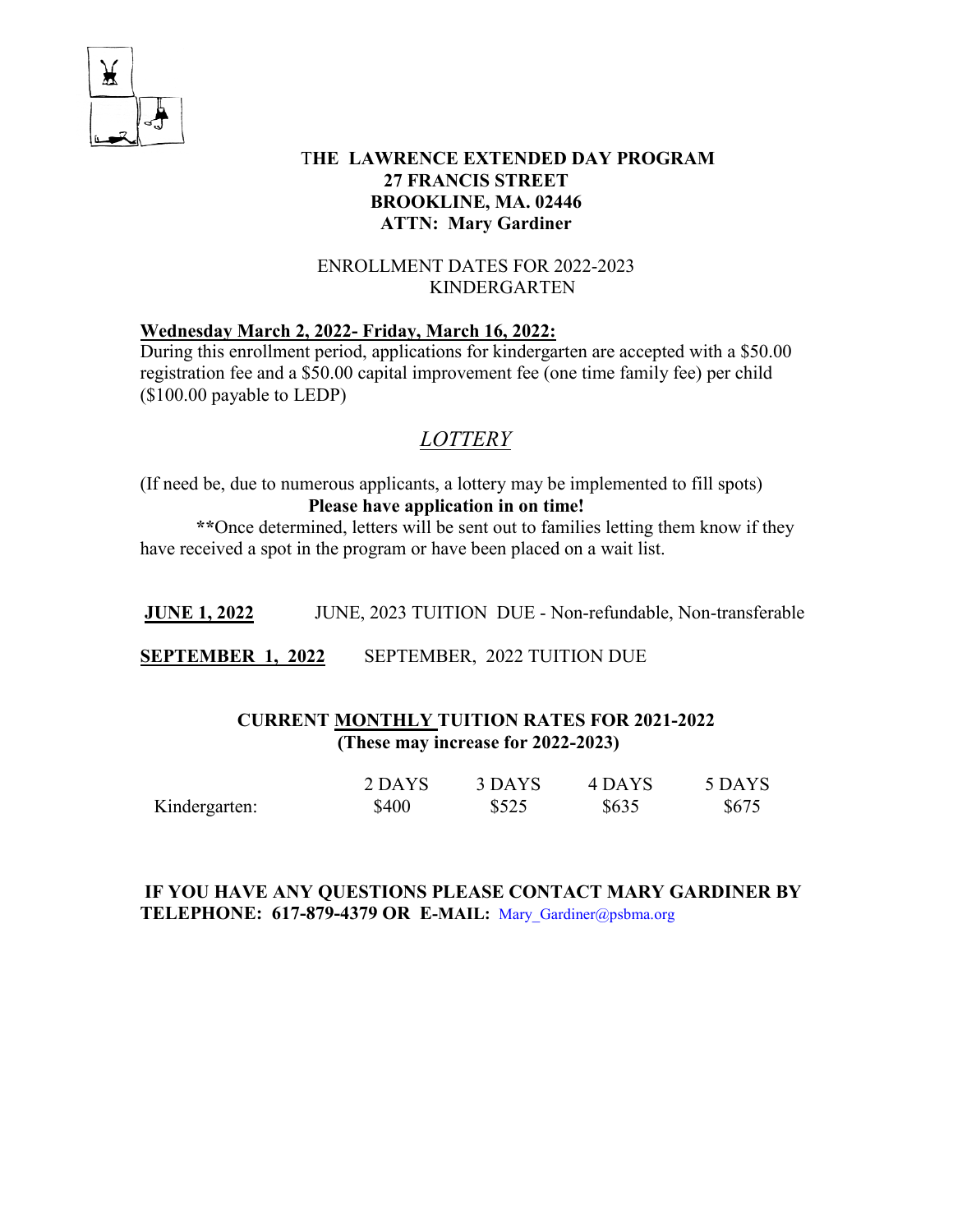**THE LAWRENCE EXTENDED DAY PROGRAM**
**27 FRANCIS STREET**
**BROOKLINE, MA. 02446**
**ATTN: Mary Gardiner**

ENROLLMENT DATES FOR 2022-2023
KINDERGARTEN

**Wednesday March 2, 2022- Friday, March 16, 2022:**
During this enrollment period, applications for kindergarten are accepted with a $50.00 registration fee and a $50.00 capital improvement fee (one time family fee) per child ($100.00 payable to LEDP)

## *LOTTERY*

(If need be, due to numerous applicants, a lottery may be implemented to fill spots)
**Please have application in on time!**

**\*\***Once determined, letters will be sent out to families letting them know if they have received a spot in the program or have been placed on a wait list.

**JUNE 1, 2022** JUNE, 2023 TUITION DUE - Non-refundable, Non-transferable

**SEPTEMBER 1, 2022** SEPTEMBER, 2022 TUITION DUE

**CURRENT MONTHLY TUITION RATES FOR 2021-2022**
**(These may increase for 2022-2023)**

| | 2 DAYS | 3 DAYS | 4 DAYS | 5 DAYS |
|---|---|---|---|---|
| Kindergarten: | $400 | $525 | $635 | $675 |

**IF YOU HAVE ANY QUESTIONS PLEASE CONTACT MARY GARDINER BY TELEPHONE: 617-879-4379 OR E-MAIL:** Mary_Gardiner@psbma.org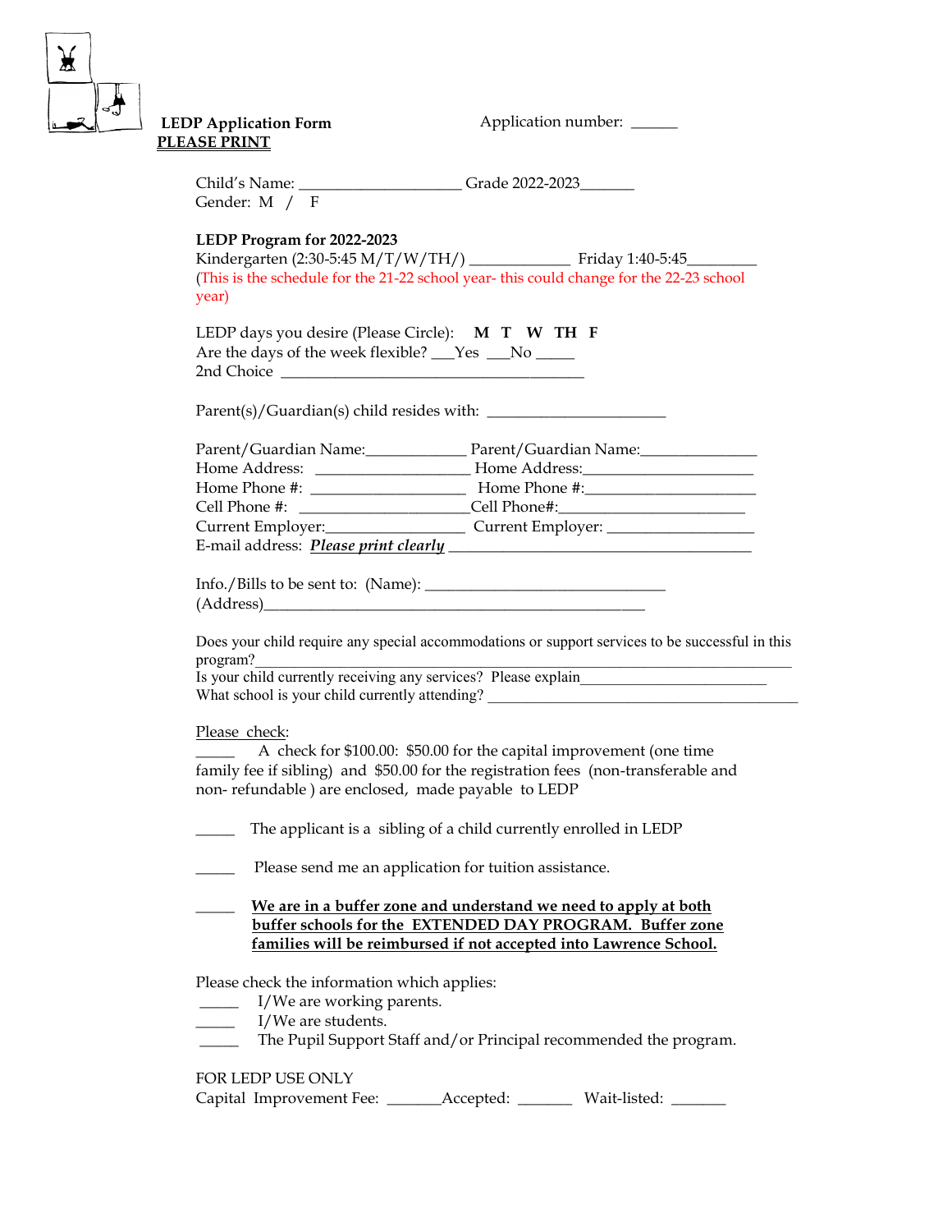**LEDP Application Form** Application number: ______

**PLEASE PRINT**

Child's Name: ____________________ Grade 2022-2023_______

Gender: M / F

**LEDP Program for 2022-2023**

Kindergarten (2:30-5:45 M/T/W/TH/) ____________ Friday 1:40-5:45_________

(This is the schedule for the 21-22 school year- this could change for the 22-23 school year)

LEDP days you desire (Please Circle): **M T W TH F**

Are the days of the week flexible? ___Yes ___No _____

2nd Choice _____________________________________

Parent(s)/Guardian(s) child resides with: ______________________

Parent/Guardian Name:____________ Parent/Guardian Name:______________

Home Address: __________________ Home Address:_____________________

Home Phone #: __________________ Home Phone #:_____________________

Cell Phone #: ___________________Cell Phone#:______________________

Current Employer:_________________ Current Employer: __________________

E-mail address: ***Please print clearly*** _____________________________________

Info./Bills to be sent to: (Name): ______________________________

(Address)_________________________________________________

Does your child require any special accommodations or support services to be successful in this program?_______________________________________________________________

Is your child currently receiving any services? Please explain________________________

What school is your child currently attending? _________________________________________

Please check:

_____ A check for $100.00: $50.00 for the capital improvement (one time family fee if sibling) and $50.00 for the registration fees (non-transferable and non- refundable ) are enclosed, made payable to LEDP

_____ The applicant is a sibling of a child currently enrolled in LEDP

_____ Please send me an application for tuition assistance.

_____ **We are in a buffer zone and understand we need to apply at both buffer schools for the EXTENDED DAY PROGRAM. Buffer zone families will be reimbursed if not accepted into Lawrence School.**

Please check the information which applies:

_____ I/We are working parents.

_____ I/We are students.

_____ The Pupil Support Staff and/or Principal recommended the program.

FOR LEDP USE ONLY

Capital Improvement Fee: _______Accepted: _______ Wait-listed: _______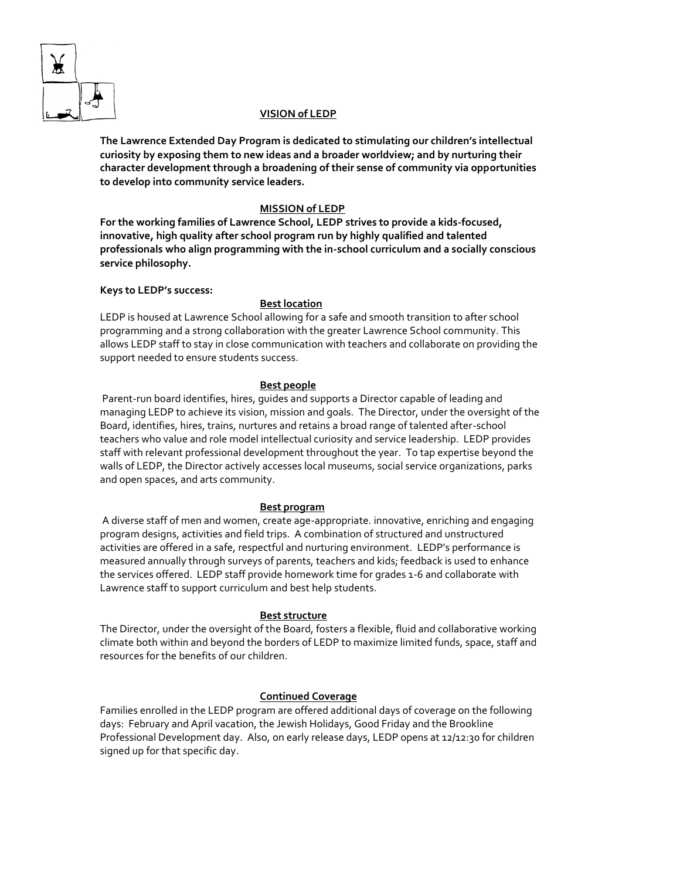## VISION of LEDP

**The Lawrence Extended Day Program is dedicated to stimulating our children's intellectual curiosity by exposing them to new ideas and a broader worldview; and by nurturing their character development through a broadening of their sense of community via opportunities to develop into community service leaders.**

## MISSION of LEDP

**For the working families of Lawrence School, LEDP strives to provide a kids-focused, innovative, high quality after school program run by highly qualified and talented professionals who align programming with the in-school curriculum and a socially conscious service philosophy.**

**Keys to LEDP's success:**

### Best location

LEDP is housed at Lawrence School allowing for a safe and smooth transition to after school programming and a strong collaboration with the greater Lawrence School community. This allows LEDP staff to stay in close communication with teachers and collaborate on providing the support needed to ensure students success.

### Best people

Parent-run board identifies, hires, guides and supports a Director capable of leading and managing LEDP to achieve its vision, mission and goals. The Director, under the oversight of the Board, identifies, hires, trains, nurtures and retains a broad range of talented after-school teachers who value and role model intellectual curiosity and service leadership. LEDP provides staff with relevant professional development throughout the year. To tap expertise beyond the walls of LEDP, the Director actively accesses local museums, social service organizations, parks and open spaces, and arts community.

### Best program

A diverse staff of men and women, create age-appropriate. innovative, enriching and engaging program designs, activities and field trips. A combination of structured and unstructured activities are offered in a safe, respectful and nurturing environment. LEDP's performance is measured annually through surveys of parents, teachers and kids; feedback is used to enhance the services offered. LEDP staff provide homework time for grades 1-6 and collaborate with Lawrence staff to support curriculum and best help students.

### Best structure

The Director, under the oversight of the Board, fosters a flexible, fluid and collaborative working climate both within and beyond the borders of LEDP to maximize limited funds, space, staff and resources for the benefits of our children.

### Continued Coverage

Families enrolled in the LEDP program are offered additional days of coverage on the following days: February and April vacation, the Jewish Holidays, Good Friday and the Brookline Professional Development day. Also, on early release days, LEDP opens at 12/12:30 for children signed up for that specific day.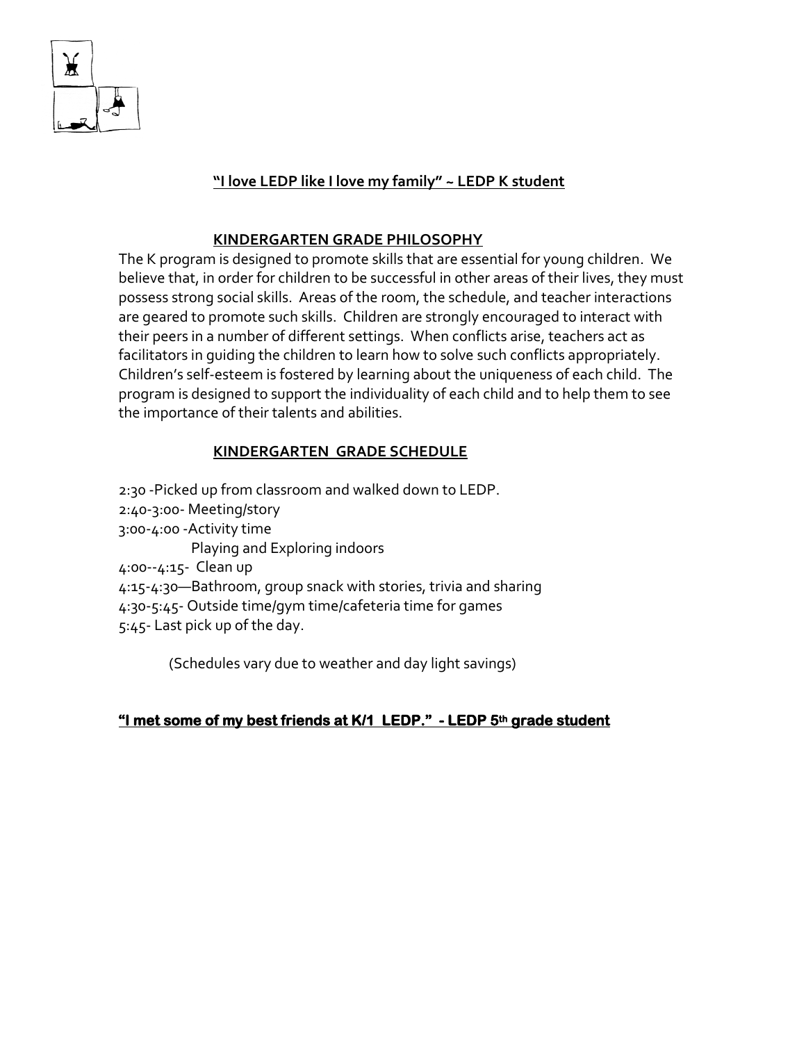**"I love LEDP like I love my family" ~ LEDP K student**

## KINDERGARTEN GRADE PHILOSOPHY

The K program is designed to promote skills that are essential for young children. We believe that, in order for children to be successful in other areas of their lives, they must possess strong social skills. Areas of the room, the schedule, and teacher interactions are geared to promote such skills. Children are strongly encouraged to interact with their peers in a number of different settings. When conflicts arise, teachers act as facilitators in guiding the children to learn how to solve such conflicts appropriately. Children's self-esteem is fostered by learning about the uniqueness of each child. The program is designed to support the individuality of each child and to help them to see the importance of their talents and abilities.

## KINDERGARTEN GRADE SCHEDULE

2:30 -Picked up from classroom and walked down to LEDP.
2:40-3:00- Meeting/story
3:00-4:00 -Activity time
Playing and Exploring indoors
4:00--4:15- Clean up
4:15-4:30—Bathroom, group snack with stories, trivia and sharing
4:30-5:45- Outside time/gym time/cafeteria time for games
5:45- Last pick up of the day.

(Schedules vary due to weather and day light savings)

**"I met some of my best friends at K/1 LEDP." - LEDP 5th grade student**